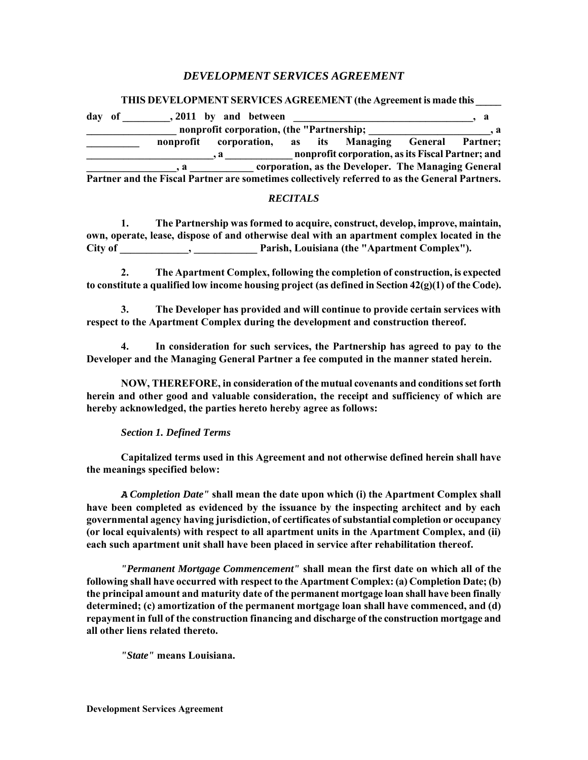# *DEVELOPMENT SERVICES AGREEMENT*

**THIS DEVELOPMENT SERVICES AGREEMENT (the Agreement is made this _____ day of _________, 2011 by and between ___________________________________, a _________________ nonprofit corporation, (the "Partnership; ________________________, a __________ nonprofit corporation, as its Managing General Partner; _________________________, a _____________ nonprofit corporation, as its Fiscal Partner; and _________________, a ____________ corporation, as the Developer. The Managing General Partner and the Fiscal Partner are sometimes collectively referred to as the General Partners.**

## *RECITALS*

**1. The Partnership was formed to acquire, construct, develop, improve, maintain, own, operate, lease, dispose of and otherwise deal with an apartment complex located in the City of _____________, ____________ Parish, Louisiana (the "Apartment Complex").**

**2. The Apartment Complex, following the completion of construction, is expected to constitute a qualified low income housing project (as defined in Section 42(g)(1) of the Code).**

**3. The Developer has provided and will continue to provide certain services with respect to the Apartment Complex during the development and construction thereof.**

**4. In consideration for such services, the Partnership has agreed to pay to the Developer and the Managing General Partner a fee computed in the manner stated herein.**

**NOW, THEREFORE, in consideration of the mutual covenants and conditions set forth herein and other good and valuable consideration, the receipt and sufficiency of which are hereby acknowledged, the parties hereto hereby agree as follows:**

### *Section 1. Defined Terms*

**Capitalized terms used in this Agreement and not otherwise defined herein shall have the meanings specified below:**

***A Completion Date"* shall mean the date upon which (i) the Apartment Complex shall have been completed as evidenced by the issuance by the inspecting architect and by each governmental agency having jurisdiction, of certificates of substantial completion or occupancy (or local equivalents) with respect to all apartment units in the Apartment Complex, and (ii) each such apartment unit shall have been placed in service after rehabilitation thereof.**

***"Permanent Mortgage Commencement"* shall mean the first date on which all of the following shall have occurred with respect to the Apartment Complex: (a) Completion Date; (b) the principal amount and maturity date of the permanent mortgage loan shall have been finally determined; (c) amortization of the permanent mortgage loan shall have commenced, and (d) repayment in full of the construction financing and discharge of the construction mortgage and all other liens related thereto.**

***"State"* means Louisiana.**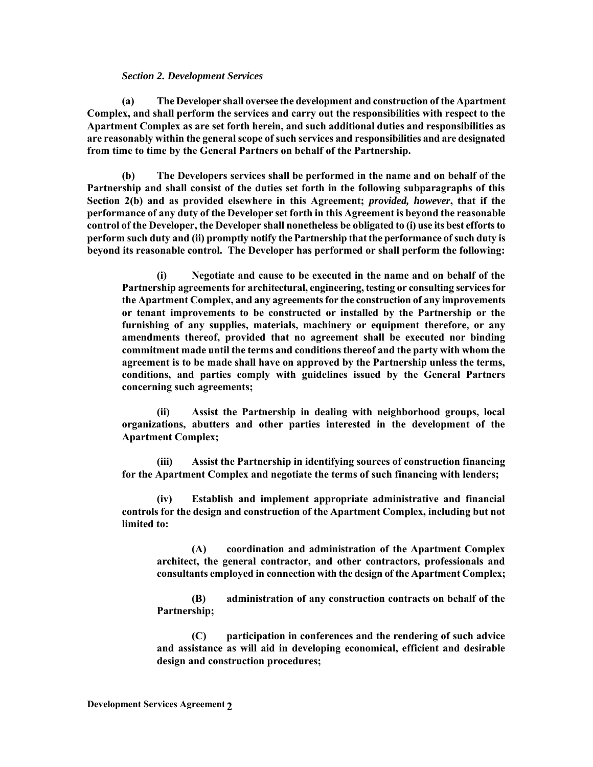*Section 2. Development Services*

**(a) The Developer shall oversee the development and construction of the Apartment Complex, and shall perform the services and carry out the responsibilities with respect to the Apartment Complex as are set forth herein, and such additional duties and responsibilities as are reasonably within the general scope of such services and responsibilities and are designated from time to time by the General Partners on behalf of the Partnership.**

**(b) The Developers services shall be performed in the name and on behalf of the Partnership and shall consist of the duties set forth in the following subparagraphs of this Section 2(b) and as provided elsewhere in this Agreement; *provided, however*, that if the performance of any duty of the Developer set forth in this Agreement is beyond the reasonable control of the Developer, the Developer shall nonetheless be obligated to (i) use its best efforts to perform such duty and (ii) promptly notify the Partnership that the performance of such duty is beyond its reasonable control. The Developer has performed or shall perform the following:**

> **(i) Negotiate and cause to be executed in the name and on behalf of the Partnership agreements for architectural, engineering, testing or consulting services for the Apartment Complex, and any agreements for the construction of any improvements or tenant improvements to be constructed or installed by the Partnership or the furnishing of any supplies, materials, machinery or equipment therefore, or any amendments thereof, provided that no agreement shall be executed nor binding commitment made until the terms and conditions thereof and the party with whom the agreement is to be made shall have on approved by the Partnership unless the terms, conditions, and parties comply with guidelines issued by the General Partners concerning such agreements;**
>
> **(ii) Assist the Partnership in dealing with neighborhood groups, local organizations, abutters and other parties interested in the development of the Apartment Complex;**
>
> **(iii) Assist the Partnership in identifying sources of construction financing for the Apartment Complex and negotiate the terms of such financing with lenders;**
>
> **(iv) Establish and implement appropriate administrative and financial controls for the design and construction of the Apartment Complex, including but not limited to:**
>
> > **(A) coordination and administration of the Apartment Complex architect, the general contractor, and other contractors, professionals and consultants employed in connection with the design of the Apartment Complex;**
> >
> > **(B) administration of any construction contracts on behalf of the Partnership;**
> >
> > **(C) participation in conferences and the rendering of such advice and assistance as will aid in developing economical, efficient and desirable design and construction procedures;**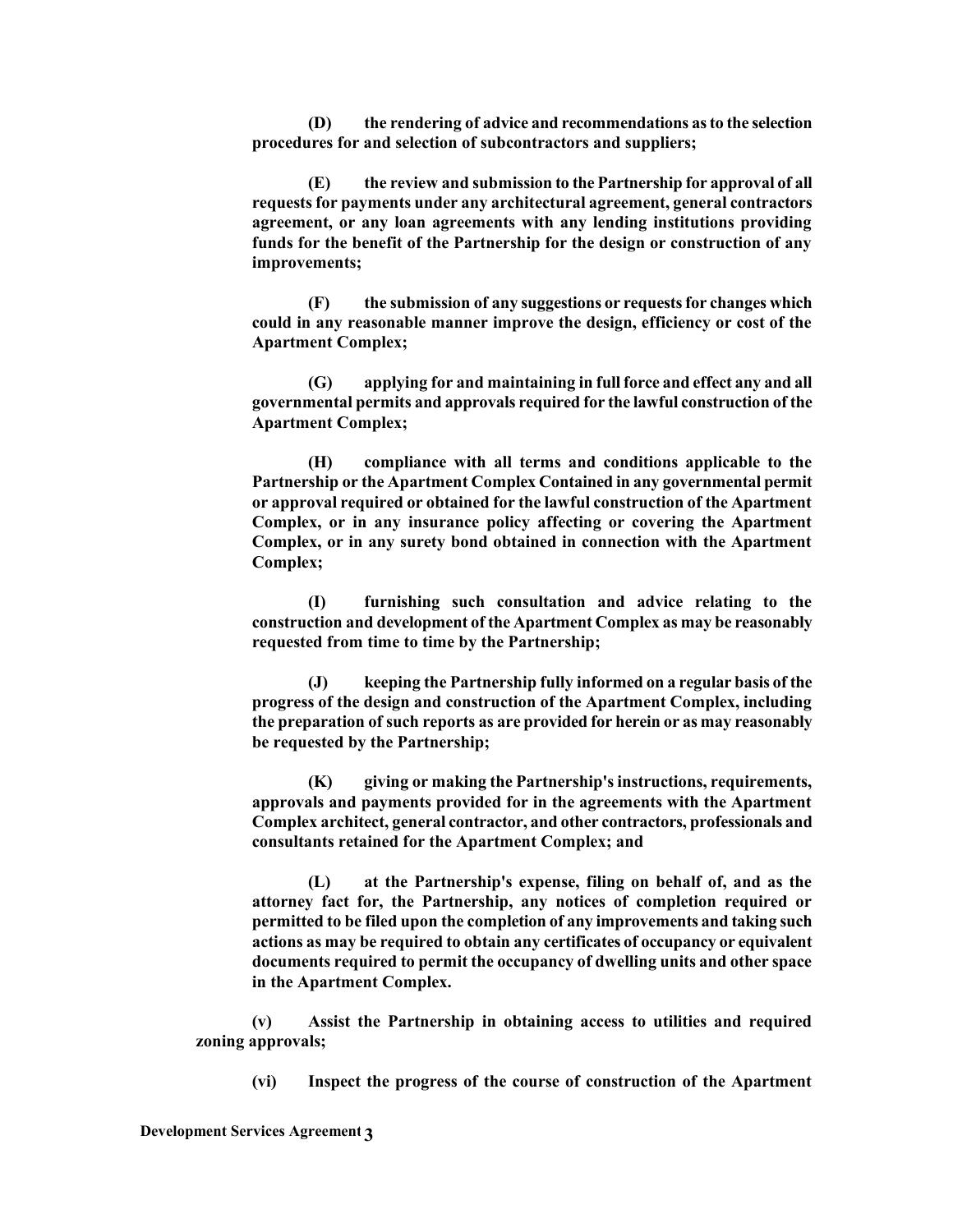**(D) the rendering of advice and recommendations as to the selection procedures for and selection of subcontractors and suppliers;**

**(E) the review and submission to the Partnership for approval of all requests for payments under any architectural agreement, general contractors agreement, or any loan agreements with any lending institutions providing funds for the benefit of the Partnership for the design or construction of any improvements;**

**(F) the submission of any suggestions or requests for changes which could in any reasonable manner improve the design, efficiency or cost of the Apartment Complex;**

**(G) applying for and maintaining in full force and effect any and all governmental permits and approvals required for the lawful construction of the Apartment Complex;**

**(H) compliance with all terms and conditions applicable to the Partnership or the Apartment Complex Contained in any governmental permit or approval required or obtained for the lawful construction of the Apartment Complex, or in any insurance policy affecting or covering the Apartment Complex, or in any surety bond obtained in connection with the Apartment Complex;**

**(I) furnishing such consultation and advice relating to the construction and development of the Apartment Complex as may be reasonably requested from time to time by the Partnership;**

**(J) keeping the Partnership fully informed on a regular basis of the progress of the design and construction of the Apartment Complex, including the preparation of such reports as are provided for herein or as may reasonably be requested by the Partnership;**

**(K) giving or making the Partnership's instructions, requirements, approvals and payments provided for in the agreements with the Apartment Complex architect, general contractor, and other contractors, professionals and consultants retained for the Apartment Complex; and**

**(L) at the Partnership's expense, filing on behalf of, and as the attorney fact for, the Partnership, any notices of completion required or permitted to be filed upon the completion of any improvements and taking such actions as may be required to obtain any certificates of occupancy or equivalent documents required to permit the occupancy of dwelling units and other space in the Apartment Complex.**

**(v) Assist the Partnership in obtaining access to utilities and required zoning approvals;**

**(vi) Inspect the progress of the course of construction of the Apartment**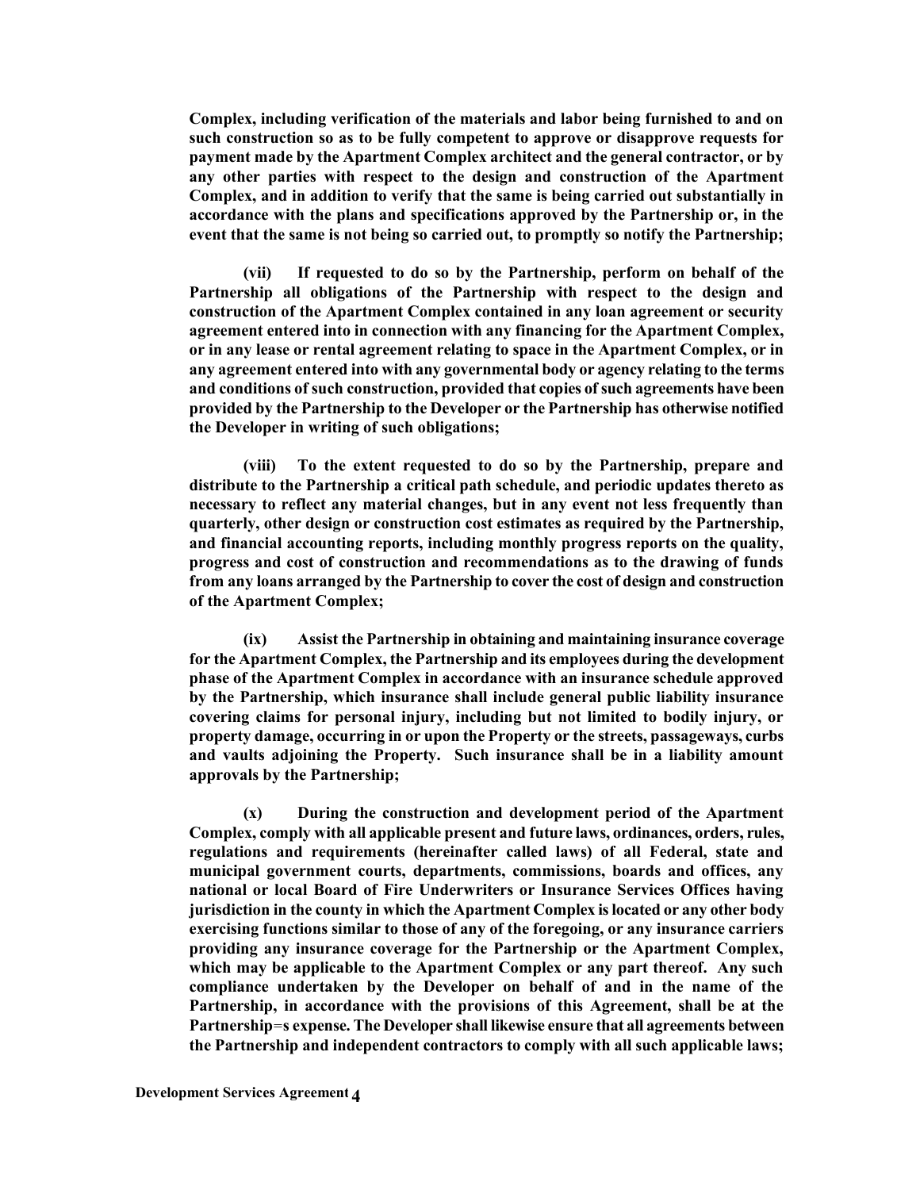**Complex, including verification of the materials and labor being furnished to and on such construction so as to be fully competent to approve or disapprove requests for payment made by the Apartment Complex architect and the general contractor, or by any other parties with respect to the design and construction of the Apartment Complex, and in addition to verify that the same is being carried out substantially in accordance with the plans and specifications approved by the Partnership or, in the event that the same is not being so carried out, to promptly so notify the Partnership;**

**(vii) If requested to do so by the Partnership, perform on behalf of the Partnership all obligations of the Partnership with respect to the design and construction of the Apartment Complex contained in any loan agreement or security agreement entered into in connection with any financing for the Apartment Complex, or in any lease or rental agreement relating to space in the Apartment Complex, or in any agreement entered into with any governmental body or agency relating to the terms and conditions of such construction, provided that copies of such agreements have been provided by the Partnership to the Developer or the Partnership has otherwise notified the Developer in writing of such obligations;**

**(viii) To the extent requested to do so by the Partnership, prepare and distribute to the Partnership a critical path schedule, and periodic updates thereto as necessary to reflect any material changes, but in any event not less frequently than quarterly, other design or construction cost estimates as required by the Partnership, and financial accounting reports, including monthly progress reports on the quality, progress and cost of construction and recommendations as to the drawing of funds from any loans arranged by the Partnership to cover the cost of design and construction of the Apartment Complex;**

**(ix) Assist the Partnership in obtaining and maintaining insurance coverage for the Apartment Complex, the Partnership and its employees during the development phase of the Apartment Complex in accordance with an insurance schedule approved by the Partnership, which insurance shall include general public liability insurance covering claims for personal injury, including but not limited to bodily injury, or property damage, occurring in or upon the Property or the streets, passageways, curbs and vaults adjoining the Property. Such insurance shall be in a liability amount approvals by the Partnership;**

**(x) During the construction and development period of the Apartment Complex, comply with all applicable present and future laws, ordinances, orders, rules, regulations and requirements (hereinafter called laws) of all Federal, state and municipal government courts, departments, commissions, boards and offices, any national or local Board of Fire Underwriters or Insurance Services Offices having jurisdiction in the county in which the Apartment Complex is located or any other body exercising functions similar to those of any of the foregoing, or any insurance carriers providing any insurance coverage for the Partnership or the Apartment Complex, which may be applicable to the Apartment Complex or any part thereof. Any such compliance undertaken by the Developer on behalf of and in the name of the Partnership, in accordance with the provisions of this Agreement, shall be at the Partnership=s expense. The Developer shall likewise ensure that all agreements between the Partnership and independent contractors to comply with all such applicable laws;**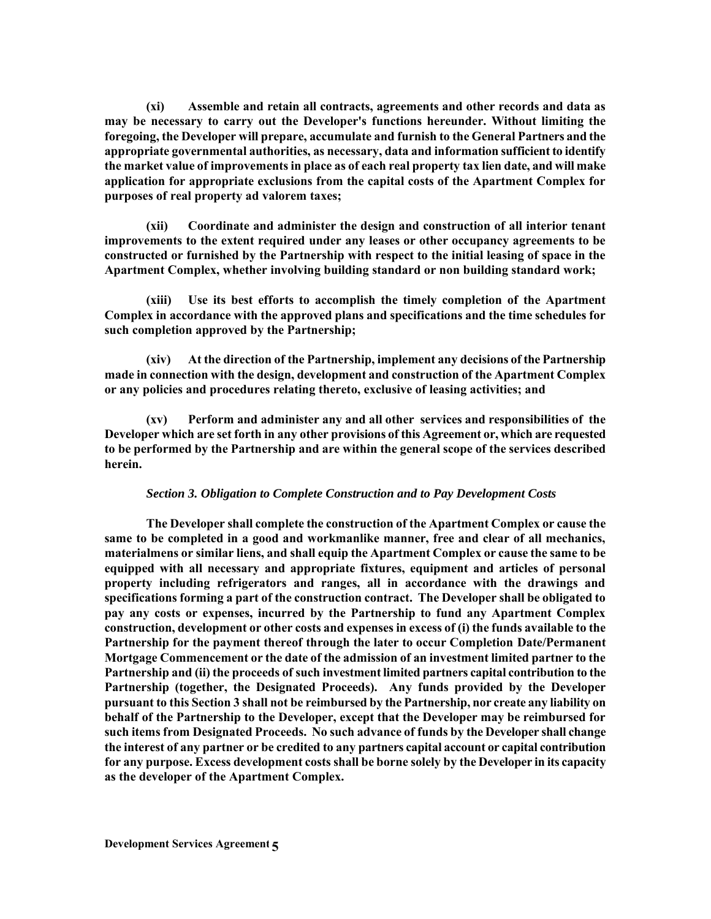**(xi) Assemble and retain all contracts, agreements and other records and data as may be necessary to carry out the Developer's functions hereunder. Without limiting the foregoing, the Developer will prepare, accumulate and furnish to the General Partners and the appropriate governmental authorities, as necessary, data and information sufficient to identify the market value of improvements in place as of each real property tax lien date, and will make application for appropriate exclusions from the capital costs of the Apartment Complex for purposes of real property ad valorem taxes;**

**(xii) Coordinate and administer the design and construction of all interior tenant improvements to the extent required under any leases or other occupancy agreements to be constructed or furnished by the Partnership with respect to the initial leasing of space in the Apartment Complex, whether involving building standard or non building standard work;**

**(xiii) Use its best efforts to accomplish the timely completion of the Apartment Complex in accordance with the approved plans and specifications and the time schedules for such completion approved by the Partnership;**

**(xiv) At the direction of the Partnership, implement any decisions of the Partnership made in connection with the design, development and construction of the Apartment Complex or any policies and procedures relating thereto, exclusive of leasing activities; and**

**(xv) Perform and administer any and all other services and responsibilities of the Developer which are set forth in any other provisions of this Agreement or, which are requested to be performed by the Partnership and are within the general scope of the services described herein.**

***Section 3. Obligation to Complete Construction and to Pay Development Costs***

**The Developer shall complete the construction of the Apartment Complex or cause the same to be completed in a good and workmanlike manner, free and clear of all mechanics, materialmens or similar liens, and shall equip the Apartment Complex or cause the same to be equipped with all necessary and appropriate fixtures, equipment and articles of personal property including refrigerators and ranges, all in accordance with the drawings and specifications forming a part of the construction contract. The Developer shall be obligated to pay any costs or expenses, incurred by the Partnership to fund any Apartment Complex construction, development or other costs and expenses in excess of (i) the funds available to the Partnership for the payment thereof through the later to occur Completion Date/Permanent Mortgage Commencement or the date of the admission of an investment limited partner to the Partnership and (ii) the proceeds of such investment limited partners capital contribution to the Partnership (together, the Designated Proceeds). Any funds provided by the Developer pursuant to this Section 3 shall not be reimbursed by the Partnership, nor create any liability on behalf of the Partnership to the Developer, except that the Developer may be reimbursed for such items from Designated Proceeds. No such advance of funds by the Developer shall change the interest of any partner or be credited to any partners capital account or capital contribution for any purpose. Excess development costs shall be borne solely by the Developer in its capacity as the developer of the Apartment Complex.**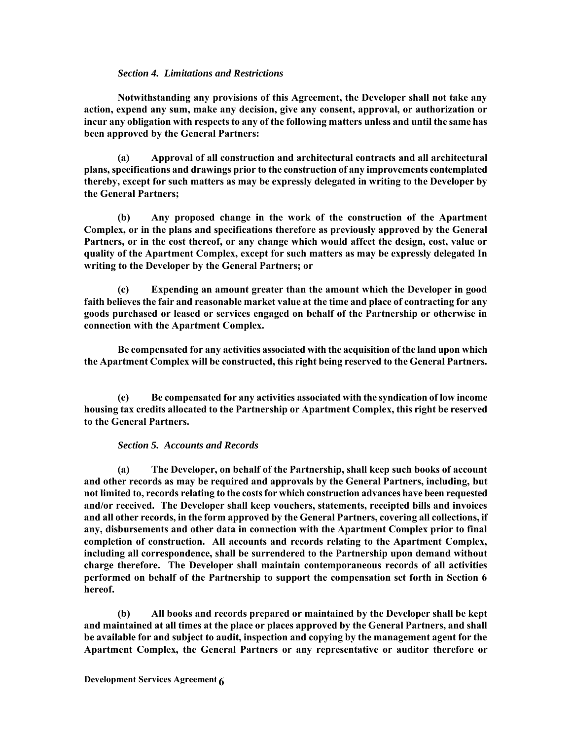*Section 4. Limitations and Restrictions*

**Notwithstanding any provisions of this Agreement, the Developer shall not take any action, expend any sum, make any decision, give any consent, approval, or authorization or incur any obligation with respects to any of the following matters unless and until the same has been approved by the General Partners:**

**(a) Approval of all construction and architectural contracts and all architectural plans, specifications and drawings prior to the construction of any improvements contemplated thereby, except for such matters as may be expressly delegated in writing to the Developer by the General Partners;**

**(b) Any proposed change in the work of the construction of the Apartment Complex, or in the plans and specifications therefore as previously approved by the General Partners, or in the cost thereof, or any change which would affect the design, cost, value or quality of the Apartment Complex, except for such matters as may be expressly delegated In writing to the Developer by the General Partners; or**

**(c) Expending an amount greater than the amount which the Developer in good faith believes the fair and reasonable market value at the time and place of contracting for any goods purchased or leased or services engaged on behalf of the Partnership or otherwise in connection with the Apartment Complex.**

**Be compensated for any activities associated with the acquisition of the land upon which the Apartment Complex will be constructed, this right being reserved to the General Partners.**

**(e) Be compensated for any activities associated with the syndication of low income housing tax credits allocated to the Partnership or Apartment Complex, this right be reserved to the General Partners.**

*Section 5. Accounts and Records*

**(a) The Developer, on behalf of the Partnership, shall keep such books of account and other records as may be required and approvals by the General Partners, including, but not limited to, records relating to the costs for which construction advances have been requested and/or received. The Developer shall keep vouchers, statements, receipted bills and invoices and all other records, in the form approved by the General Partners, covering all collections, if any, disbursements and other data in connection with the Apartment Complex prior to final completion of construction. All accounts and records relating to the Apartment Complex, including all correspondence, shall be surrendered to the Partnership upon demand without charge therefore. The Developer shall maintain contemporaneous records of all activities performed on behalf of the Partnership to support the compensation set forth in Section 6 hereof.**

**(b) All books and records prepared or maintained by the Developer shall be kept and maintained at all times at the place or places approved by the General Partners, and shall be available for and subject to audit, inspection and copying by the management agent for the Apartment Complex, the General Partners or any representative or auditor therefore or**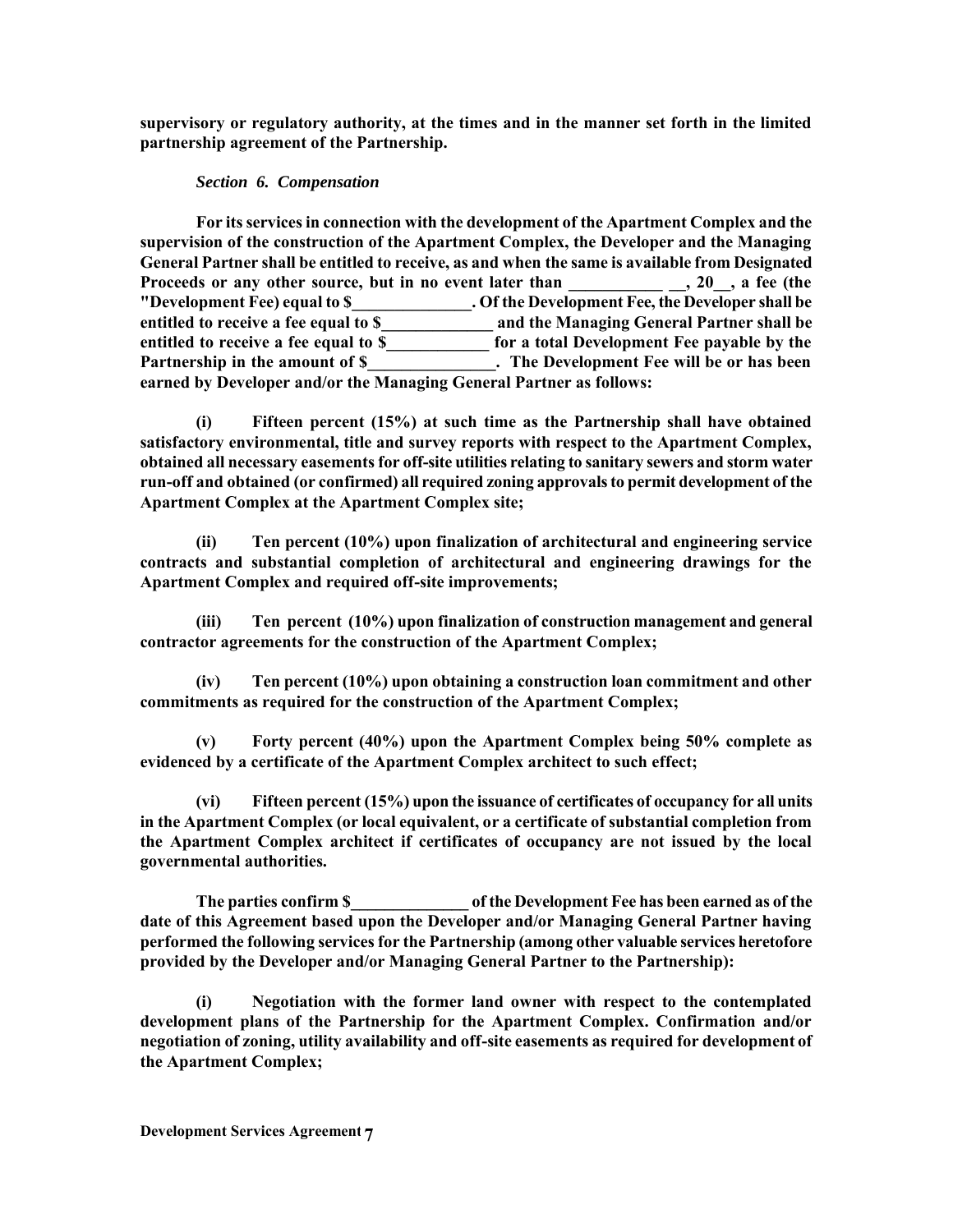**supervisory or regulatory authority, at the times and in the manner set forth in the limited partnership agreement of the Partnership.**

***Section 6. Compensation***

**For its services in connection with the development of the Apartment Complex and the supervision of the construction of the Apartment Complex, the Developer and the Managing General Partner shall be entitled to receive, as and when the same is available from Designated Proceeds or any other source, but in no event later than ___________ __, 20__, a fee (the "Development Fee) equal to $______________. Of the Development Fee, the Developer shall be entitled to receive a fee equal to $_____________ and the Managing General Partner shall be entitled to receive a fee equal to $____________ for a total Development Fee payable by the Partnership in the amount of $_______________. The Development Fee will be or has been earned by Developer and/or the Managing General Partner as follows:**

**(i) Fifteen percent (15%) at such time as the Partnership shall have obtained satisfactory environmental, title and survey reports with respect to the Apartment Complex, obtained all necessary easements for off-site utilities relating to sanitary sewers and storm water run-off and obtained (or confirmed) all required zoning approvals to permit development of the Apartment Complex at the Apartment Complex site;**

**(ii) Ten percent (10%) upon finalization of architectural and engineering service contracts and substantial completion of architectural and engineering drawings for the Apartment Complex and required off-site improvements;**

**(iii) Ten percent (10%) upon finalization of construction management and general contractor agreements for the construction of the Apartment Complex;**

**(iv) Ten percent (10%) upon obtaining a construction loan commitment and other commitments as required for the construction of the Apartment Complex;**

**(v) Forty percent (40%) upon the Apartment Complex being 50% complete as evidenced by a certificate of the Apartment Complex architect to such effect;**

**(vi) Fifteen percent (15%) upon the issuance of certificates of occupancy for all units in the Apartment Complex (or local equivalent, or a certificate of substantial completion from the Apartment Complex architect if certificates of occupancy are not issued by the local governmental authorities.**

**The parties confirm $______________ of the Development Fee has been earned as of the date of this Agreement based upon the Developer and/or Managing General Partner having performed the following services for the Partnership (among other valuable services heretofore provided by the Developer and/or Managing General Partner to the Partnership):**

**(i) Negotiation with the former land owner with respect to the contemplated development plans of the Partnership for the Apartment Complex. Confirmation and/or negotiation of zoning, utility availability and off-site easements as required for development of the Apartment Complex;**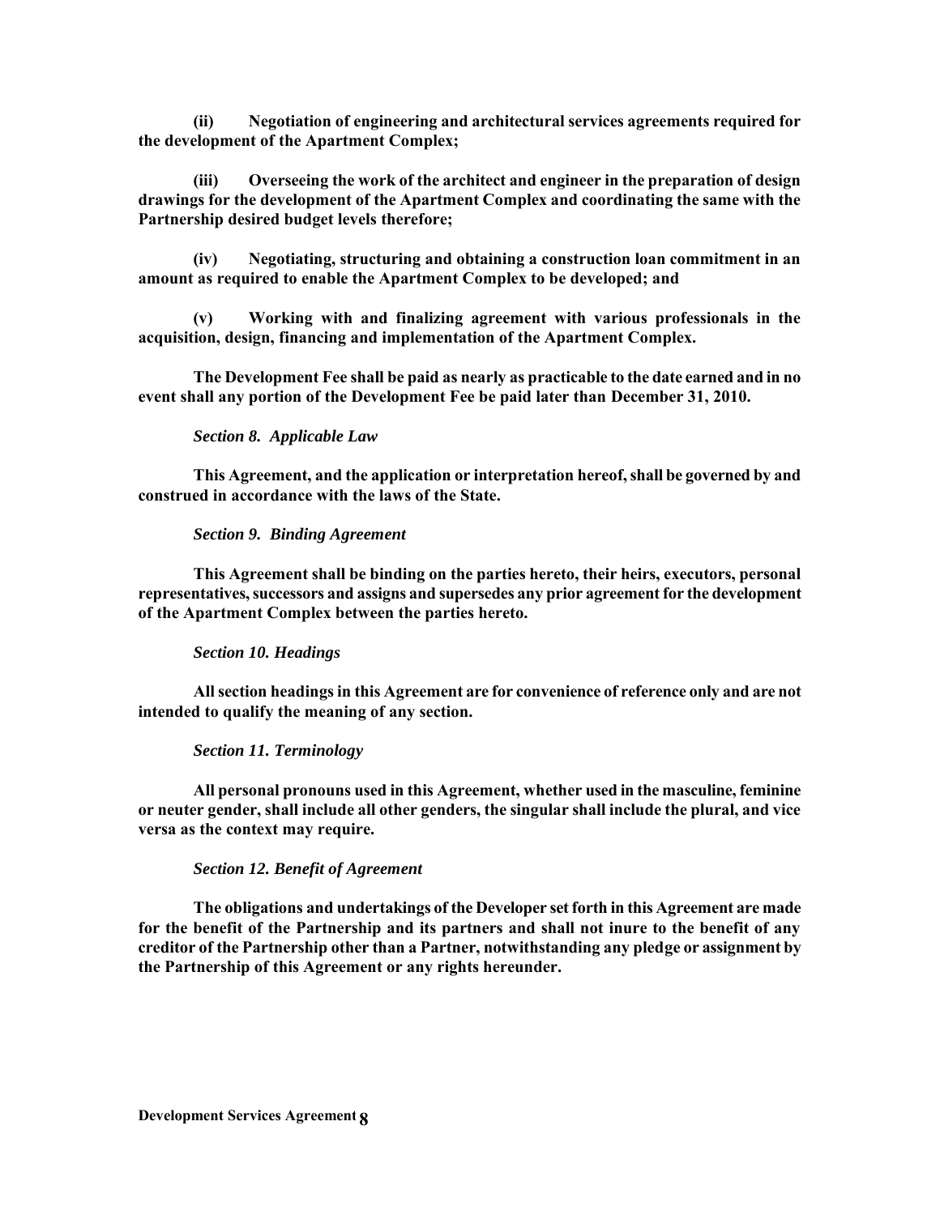**(ii) Negotiation of engineering and architectural services agreements required for the development of the Apartment Complex;**

**(iii) Overseeing the work of the architect and engineer in the preparation of design drawings for the development of the Apartment Complex and coordinating the same with the Partnership desired budget levels therefore;**

**(iv) Negotiating, structuring and obtaining a construction loan commitment in an amount as required to enable the Apartment Complex to be developed; and**

**(v) Working with and finalizing agreement with various professionals in the acquisition, design, financing and implementation of the Apartment Complex.**

**The Development Fee shall be paid as nearly as practicable to the date earned and in no event shall any portion of the Development Fee be paid later than December 31, 2010.**

***Section 8. Applicable Law***

**This Agreement, and the application or interpretation hereof, shall be governed by and construed in accordance with the laws of the State.**

***Section 9. Binding Agreement***

**This Agreement shall be binding on the parties hereto, their heirs, executors, personal representatives, successors and assigns and supersedes any prior agreement for the development of the Apartment Complex between the parties hereto.**

***Section 10. Headings***

**All section headings in this Agreement are for convenience of reference only and are not intended to qualify the meaning of any section.**

***Section 11. Terminology***

**All personal pronouns used in this Agreement, whether used in the masculine, feminine or neuter gender, shall include all other genders, the singular shall include the plural, and vice versa as the context may require.**

***Section 12. Benefit of Agreement***

**The obligations and undertakings of the Developer set forth in this Agreement are made for the benefit of the Partnership and its partners and shall not inure to the benefit of any creditor of the Partnership other than a Partner, notwithstanding any pledge or assignment by the Partnership of this Agreement or any rights hereunder.**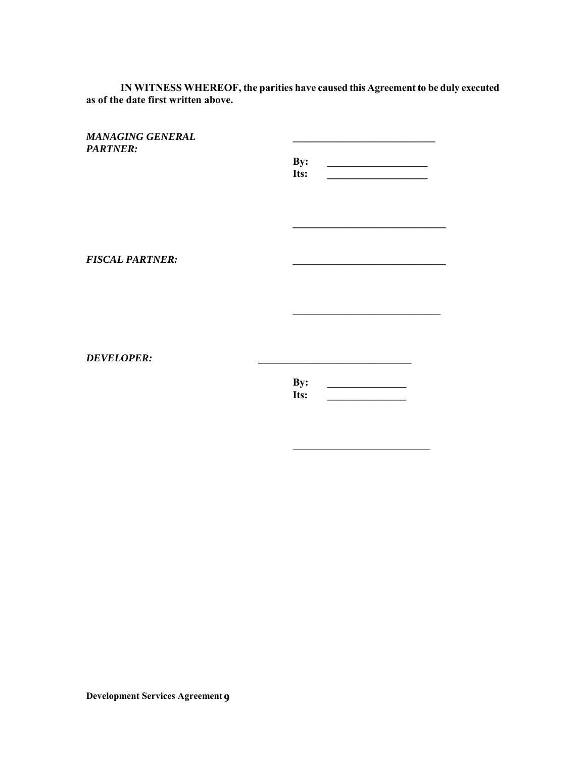**IN WITNESS WHEREOF, the parities have caused this Agreement to be duly executed as of the date first written above.**

***MANAGING GENERAL PARTNER:***

____________________________

**By:** ___________________

**Its:** ___________________

______________________________

***FISCAL PARTNER:***

______________________________

_____________________________

***DEVELOPER:***

______________________________

**By:** _______________

**Its:** _______________

__________________________